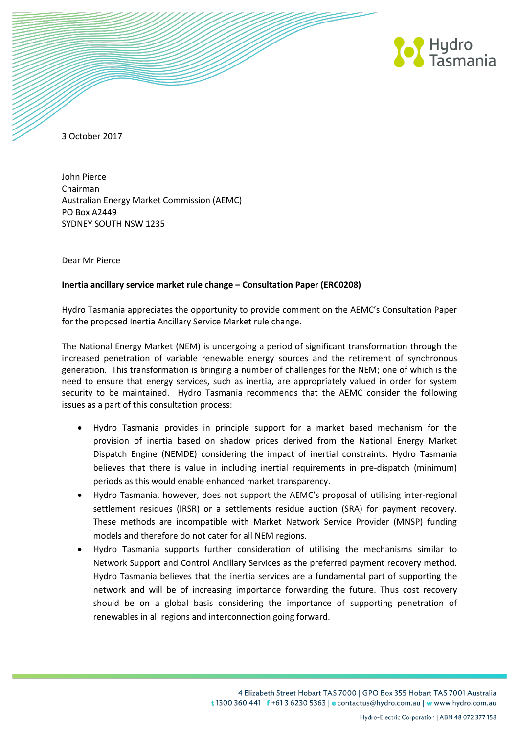3 October 2017

John Pierce
Chairman
Australian Energy Market Commission (AEMC)
PO Box A2449
SYDNEY SOUTH NSW 1235

Dear Mr Pierce

**Inertia ancillary service market rule change – Consultation Paper (ERC0208)**

Hydro Tasmania appreciates the opportunity to provide comment on the AEMC's Consultation Paper for the proposed Inertia Ancillary Service Market rule change.

The National Energy Market (NEM) is undergoing a period of significant transformation through the increased penetration of variable renewable energy sources and the retirement of synchronous generation. This transformation is bringing a number of challenges for the NEM; one of which is the need to ensure that energy services, such as inertia, are appropriately valued in order for system security to be maintained. Hydro Tasmania recommends that the AEMC consider the following issues as a part of this consultation process:

- Hydro Tasmania provides in principle support for a market based mechanism for the provision of inertia based on shadow prices derived from the National Energy Market Dispatch Engine (NEMDE) considering the impact of inertial constraints. Hydro Tasmania believes that there is value in including inertial requirements in pre-dispatch (minimum) periods as this would enable enhanced market transparency.
- Hydro Tasmania, however, does not support the AEMC's proposal of utilising inter-regional settlement residues (IRSR) or a settlements residue auction (SRA) for payment recovery. These methods are incompatible with Market Network Service Provider (MNSP) funding models and therefore do not cater for all NEM regions.
- Hydro Tasmania supports further consideration of utilising the mechanisms similar to Network Support and Control Ancillary Services as the preferred payment recovery method. Hydro Tasmania believes that the inertia services are a fundamental part of supporting the network and will be of increasing importance forwarding the future. Thus cost recovery should be on a global basis considering the importance of supporting penetration of renewables in all regions and interconnection going forward.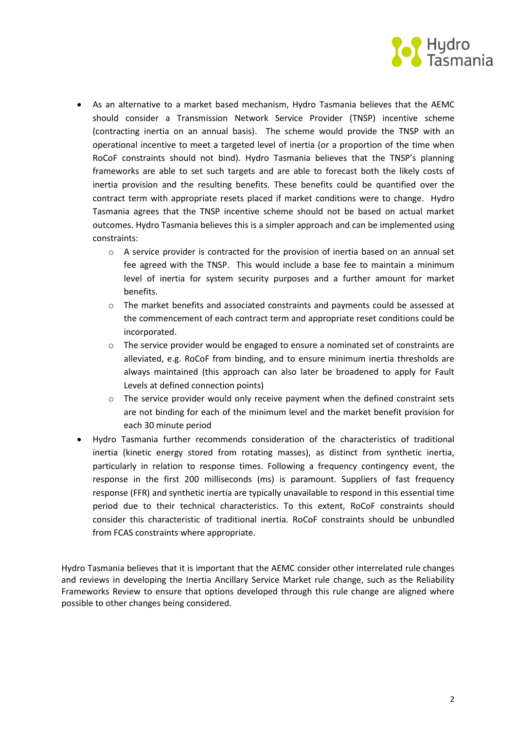- As an alternative to a market based mechanism, Hydro Tasmania believes that the AEMC should consider a Transmission Network Service Provider (TNSP) incentive scheme (contracting inertia on an annual basis). The scheme would provide the TNSP with an operational incentive to meet a targeted level of inertia (or a proportion of the time when RoCoF constraints should not bind). Hydro Tasmania believes that the TNSP's planning frameworks are able to set such targets and are able to forecast both the likely costs of inertia provision and the resulting benefits. These benefits could be quantified over the contract term with appropriate resets placed if market conditions were to change. Hydro Tasmania agrees that the TNSP incentive scheme should not be based on actual market outcomes. Hydro Tasmania believes this is a simpler approach and can be implemented using constraints:
  - A service provider is contracted for the provision of inertia based on an annual set fee agreed with the TNSP. This would include a base fee to maintain a minimum level of inertia for system security purposes and a further amount for market benefits.
  - The market benefits and associated constraints and payments could be assessed at the commencement of each contract term and appropriate reset conditions could be incorporated.
  - The service provider would be engaged to ensure a nominated set of constraints are alleviated, e.g. RoCoF from binding, and to ensure minimum inertia thresholds are always maintained (this approach can also later be broadened to apply for Fault Levels at defined connection points)
  - The service provider would only receive payment when the defined constraint sets are not binding for each of the minimum level and the market benefit provision for each 30 minute period
- Hydro Tasmania further recommends consideration of the characteristics of traditional inertia (kinetic energy stored from rotating masses), as distinct from synthetic inertia, particularly in relation to response times. Following a frequency contingency event, the response in the first 200 milliseconds (ms) is paramount. Suppliers of fast frequency response (FFR) and synthetic inertia are typically unavailable to respond in this essential time period due to their technical characteristics. To this extent, RoCoF constraints should consider this characteristic of traditional inertia. RoCoF constraints should be unbundled from FCAS constraints where appropriate.

Hydro Tasmania believes that it is important that the AEMC consider other interrelated rule changes and reviews in developing the Inertia Ancillary Service Market rule change, such as the Reliability Frameworks Review to ensure that options developed through this rule change are aligned where possible to other changes being considered.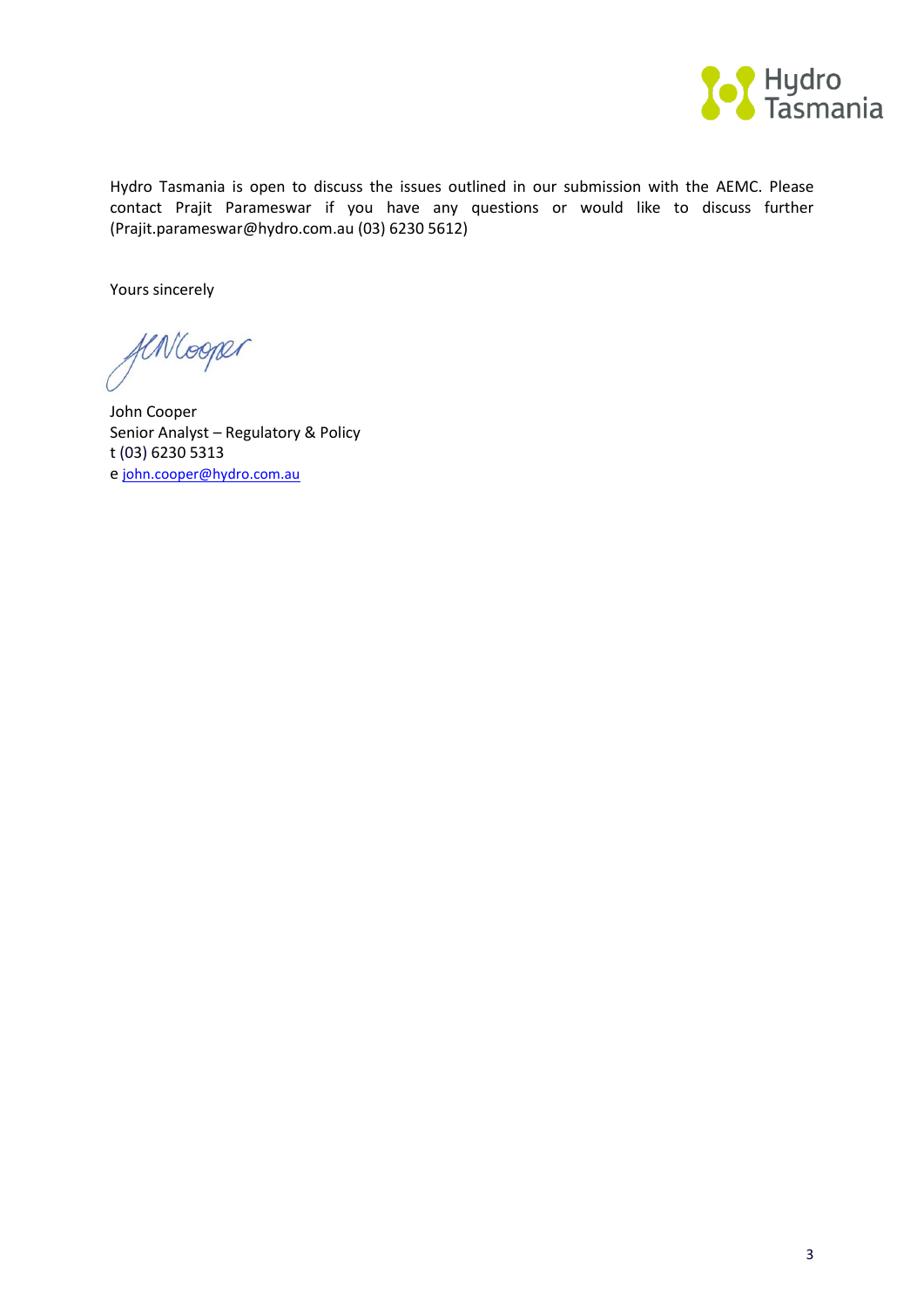Hydro Tasmania is open to discuss the issues outlined in our submission with the AEMC. Please contact Prajit Parameswar if you have any questions or would like to discuss further (Prajit.parameswar@hydro.com.au (03) 6230 5612)

Yours sincerely

John Cooper
Senior Analyst – Regulatory & Policy
t (03) 6230 5313
e john.cooper@hydro.com.au